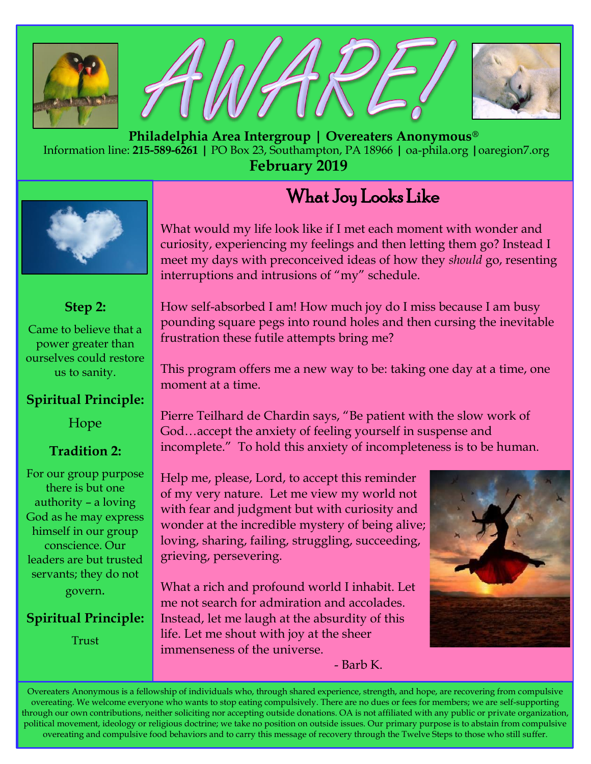# AWARE!

**Philadelphia Area Intergroup | Overeaters Anonymous®**

Information line: **215-589-6261** | PO Box 23, Southampton, PA 18966 | oa-phila.org | oaregion7.org

**February 2019**

## What Joy Looks Like

What would my life look like if I met each moment with wonder and curiosity, experiencing my feelings and then letting them go? Instead I meet my days with preconceived ideas of how they *should* go, resenting interruptions and intrusions of "my" schedule.

How self-absorbed I am! How much joy do I miss because I am busy pounding square pegs into round holes and then cursing the inevitable frustration these futile attempts bring me?

This program offers me a new way to be: taking one day at a time, one moment at a time.

Pierre Teilhard de Chardin says, "Be patient with the slow work of God…accept the anxiety of feeling yourself in suspense and incomplete." To hold this anxiety of incompleteness is to be human.

Help me, please, Lord, to accept this reminder of my very nature. Let me view my world not with fear and judgment but with curiosity and wonder at the incredible mystery of being alive; loving, sharing, failing, struggling, succeeding, grieving, persevering.

What a rich and profound world I inhabit. Let me not search for admiration and accolades. Instead, let me laugh at the absurdity of this life. Let me shout with joy at the sheer immenseness of the universe.

- Barb K.

**Step 2:**

Came to believe that a power greater than ourselves could restore us to sanity.

**Spiritual Principle:**

Hope

**Tradition 2:**

For our group purpose there is but one authority – a loving God as he may express himself in our group conscience. Our leaders are but trusted servants; they do not govern.

**Spiritual Principle:**

Trust

Overeaters Anonymous is a fellowship of individuals who, through shared experience, strength, and hope, are recovering from compulsive overeating. We welcome everyone who wants to stop eating compulsively. There are no dues or fees for members; we are self-supporting through our own contributions, neither soliciting nor accepting outside donations. OA is not affiliated with any public or private organization, political movement, ideology or religious doctrine; we take no position on outside issues. Our primary purpose is to abstain from compulsive overeating and compulsive food behaviors and to carry this message of recovery through the Twelve Steps to those who still suffer.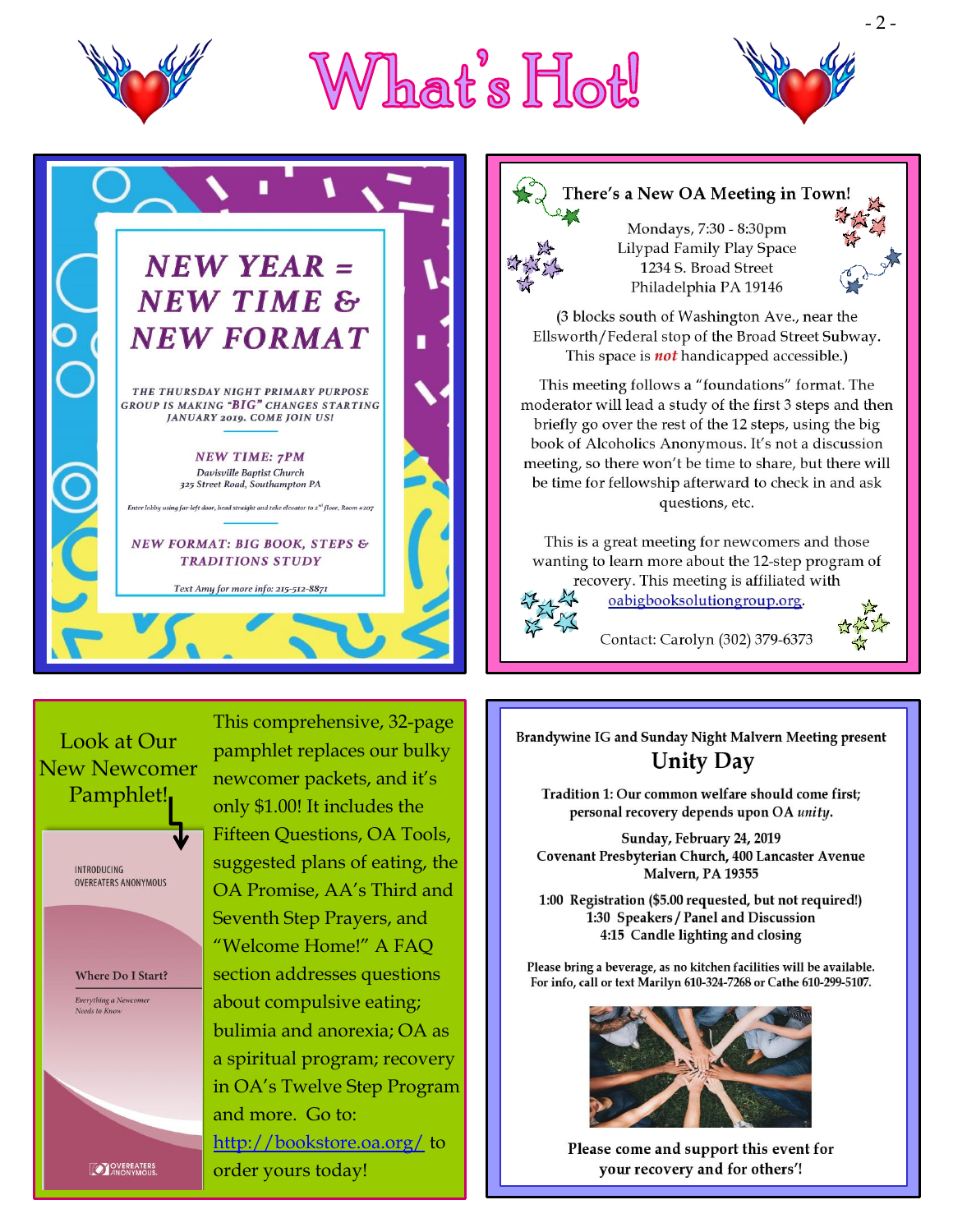# What's Hot!

## NEW YEAR = NEW TIME & NEW FORMAT

THE THURSDAY NIGHT PRIMARY PURPOSE GROUP IS MAKING "BIG" CHANGES STARTING JANUARY 2019. COME JOIN US!

**NEW TIME: 7PM**

Davisville Baptist Church
325 Street Road, Southampton PA

Enter lobby using far-left door, head straight and take elevator to 2nd floor, Room #207

**NEW FORMAT: BIG BOOK, STEPS & TRADITIONS STUDY**

Text Amy for more info: 215-512-8871

## There's a New OA Meeting in Town!

Mondays, 7:30 - 8:30pm
Lilypad Family Play Space
1234 S. Broad Street
Philadelphia PA 19146

(3 blocks south of Washington Ave., near the Ellsworth/Federal stop of the Broad Street Subway. This space is ***not*** handicapped accessible.)

This meeting follows a "foundations" format. The moderator will lead a study of the first 3 steps and then briefly go over the rest of the 12 steps, using the big book of Alcoholics Anonymous. It's not a discussion meeting, so there won't be time to share, but there will be time for fellowship afterward to check in and ask questions, etc.

This is a great meeting for newcomers and those wanting to learn more about the 12-step program of recovery. This meeting is affiliated with oabigbooksolutiongroup.org.

Contact: Carolyn (302) 379-6373

## Look at Our New Newcomer Pamphlet!

INTRODUCING OVEREATERS ANONYMOUS

Where Do I Start?

*Everything a Newcomer Needs to Know*

OVEREATERS ANONYMOUS

This comprehensive, 32-page pamphlet replaces our bulky newcomer packets, and it's only $1.00! It includes the Fifteen Questions, OA Tools, suggested plans of eating, the OA Promise, AA's Third and Seventh Step Prayers, and "Welcome Home!" A FAQ section addresses questions about compulsive eating; bulimia and anorexia; OA as a spiritual program; recovery in OA's Twelve Step Program and more. Go to: http://bookstore.oa.org/ to order yours today!

**Brandywine IG and Sunday Night Malvern Meeting present**

## Unity Day

**Tradition 1: Our common welfare should come first; personal recovery depends upon OA *unity*.**

**Sunday, February 24, 2019**
**Covenant Presbyterian Church, 400 Lancaster Avenue**
**Malvern, PA 19355**

**1:00 Registration ($5.00 requested, but not required!)**
**1:30 Speakers / Panel and Discussion**
**4:15 Candle lighting and closing**

**Please bring a beverage, as no kitchen facilities will be available.**
**For info, call or text Marilyn 610-324-7268 or Cathe 610-299-5107.**

**Please come and support this event for your recovery and for others'!**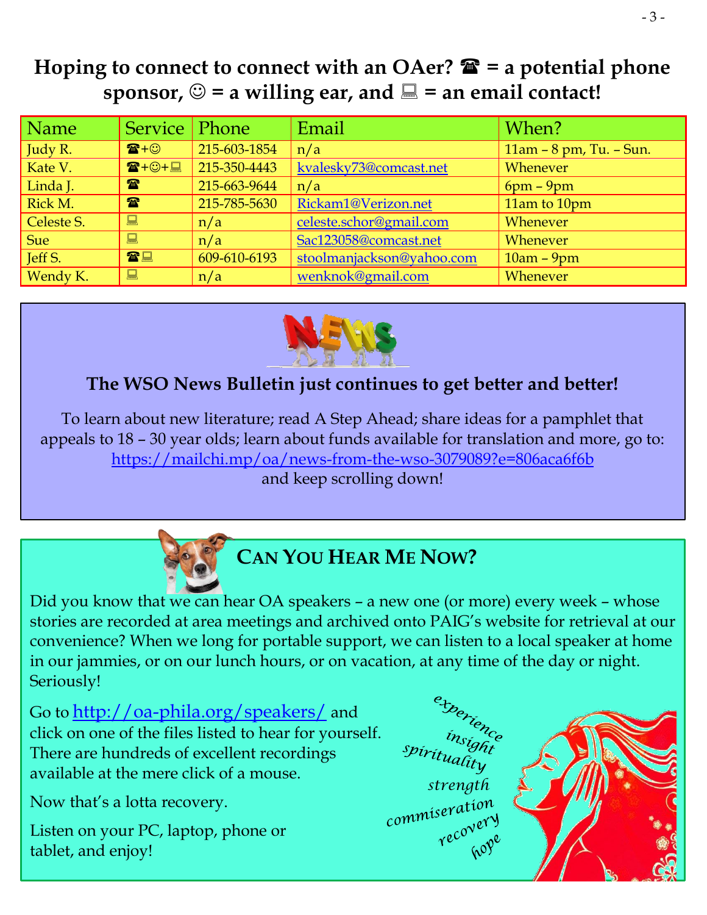## Hoping to connect to connect with an OAer? ☎ = a potential phone sponsor, ☺ = a willing ear, and 💻 = an email contact!

| Name | Service | Phone | Email | When? |
|---|---|---|---|---|
| Judy R. | ☎+☺ | 215-603-1854 | n/a | 11am – 8 pm, Tu. – Sun. |
| Kate V. | ☎+☺+💻 | 215-350-4443 | kvalesky73@comcast.net | Whenever |
| Linda J. | ☎ | 215-663-9644 | n/a | 6pm – 9pm |
| Rick M. | ☎ | 215-785-5630 | Rickam1@Verizon.net | 11am to 10pm |
| Celeste S. | 💻 | n/a | celeste.schor@gmail.com | Whenever |
| Sue | 💻 | n/a | Sac123058@comcast.net | Whenever |
| Jeff S. | ☎💻 | 609-610-6193 | stoolmanjackson@yahoo.com | 10am – 9pm |
| Wendy K. | 💻 | n/a | wenknok@gmail.com | Whenever |

### The WSO News Bulletin just continues to get better and better!

To learn about new literature; read A Step Ahead; share ideas for a pamphlet that appeals to 18 – 30 year olds; learn about funds available for translation and more, go to: https://mailchi.mp/oa/news-from-the-wso-3079089?e=806aca6f6b and keep scrolling down!

### Can You Hear Me Now?

Did you know that we can hear OA speakers – a new one (or more) every week – whose stories are recorded at area meetings and archived onto PAIG's website for retrieval at our convenience? When we long for portable support, we can listen to a local speaker at home in our jammies, or on our lunch hours, or on vacation, at any time of the day or night. Seriously!

Go to http://oa-phila.org/speakers/ and click on one of the files listed to hear for yourself. There are hundreds of excellent recordings available at the mere click of a mouse.

Now that's a lotta recovery.

Listen on your PC, laptop, phone or tablet, and enjoy!

*experience insight spirituality strength commiseration recovery hope*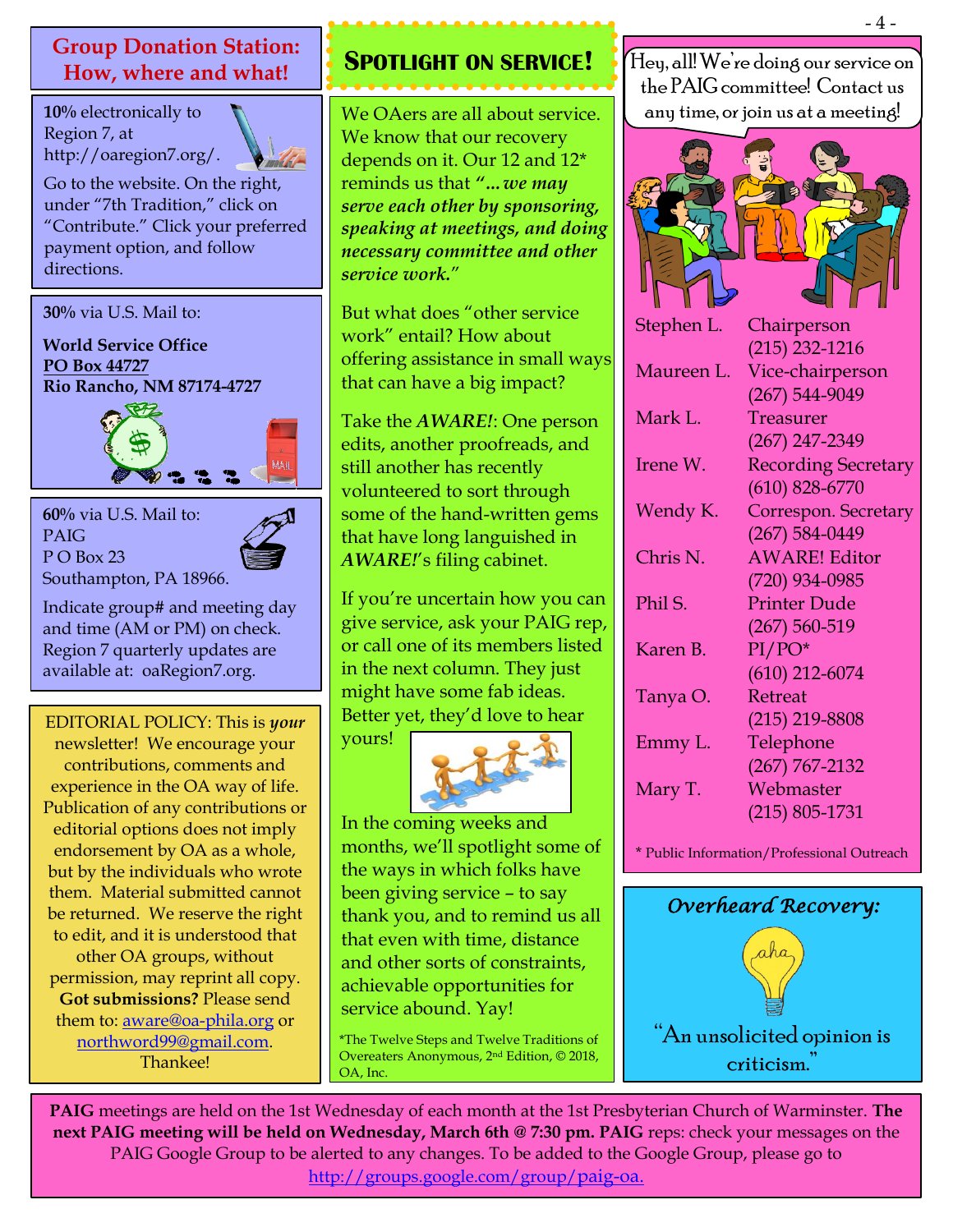## Group Donation Station: How, where and what!

**10%** electronically to Region 7, at http://oaregion7.org/.

Go to the website. On the right, under "7th Tradition," click on "Contribute." Click your preferred payment option, and follow directions.

**30%** via U.S. Mail to:

**World Service Office**
**PO Box 44727**
**Rio Rancho, NM 87174-4727**

**60%** via U.S. Mail to:
PAIG
P O Box 23
Southampton, PA 18966.

Indicate group# and meeting day and time (AM or PM) on check. Region 7 quarterly updates are available at: oaRegion7.org.

EDITORIAL POLICY: This is ***your*** newsletter! We encourage your contributions, comments and experience in the OA way of life. Publication of any contributions or editorial options does not imply endorsement by OA as a whole, but by the individuals who wrote them. Material submitted cannot be returned. We reserve the right to edit, and it is understood that other OA groups, without permission, may reprint all copy. **Got submissions?** Please send them to: aware@oa-phila.org or northword99@gmail.com. Thankee!

## Spotlight on service!

We OAers are all about service. We know that our recovery depends on it. Our 12 and 12* reminds us that ***"…we may serve each other by sponsoring, speaking at meetings, and doing necessary committee and other service work."***

But what does "other service work" entail? How about offering assistance in small ways that can have a big impact?

Take the ***AWARE!***: One person edits, another proofreads, and still another has recently volunteered to sort through some of the hand-written gems that have long languished in ***AWARE!***'s filing cabinet.

If you're uncertain how you can give service, ask your PAIG rep, or call one of its members listed in the next column. They just might have some fab ideas. Better yet, they'd love to hear yours!

In the coming weeks and months, we'll spotlight some of the ways in which folks have been giving service – to say thank you, and to remind us all that even with time, distance and other sorts of constraints, achievable opportunities for service abound. Yay!

*The Twelve Steps and Twelve Traditions of Overeaters Anonymous, 2nd Edition, © 2018, OA, Inc.

Hey, all! We're doing our service on the PAIG committee! Contact us any time, or join us at a meeting!

| | |
|---|---|
| Stephen L. | Chairperson (215) 232-1216 |
| Maureen L. | Vice-chairperson (267) 544-9049 |
| Mark L. | Treasurer (267) 247-2349 |
| Irene W. | Recording Secretary (610) 828-6770 |
| Wendy K. | Correspon. Secretary (267) 584-0449 |
| Chris N. | AWARE! Editor (720) 934-0985 |
| Phil S. | Printer Dude (267) 560-519 |
| Karen B. | PI/PO* (610) 212-6074 |
| Tanya O. | Retreat (215) 219-8808 |
| Emmy L. | Telephone (267) 767-2132 |
| Mary T. | Webmaster (215) 805-1731 |

* Public Information/Professional Outreach

## *Overheard Recovery:*

"An unsolicited opinion is criticism."

**PAIG** meetings are held on the 1st Wednesday of each month at the 1st Presbyterian Church of Warminster. **The next PAIG meeting will be held on Wednesday, March 6th @ 7:30 pm. PAIG** reps: check your messages on the PAIG Google Group to be alerted to any changes. To be added to the Google Group, please go to http://groups.google.com/group/paig-oa.